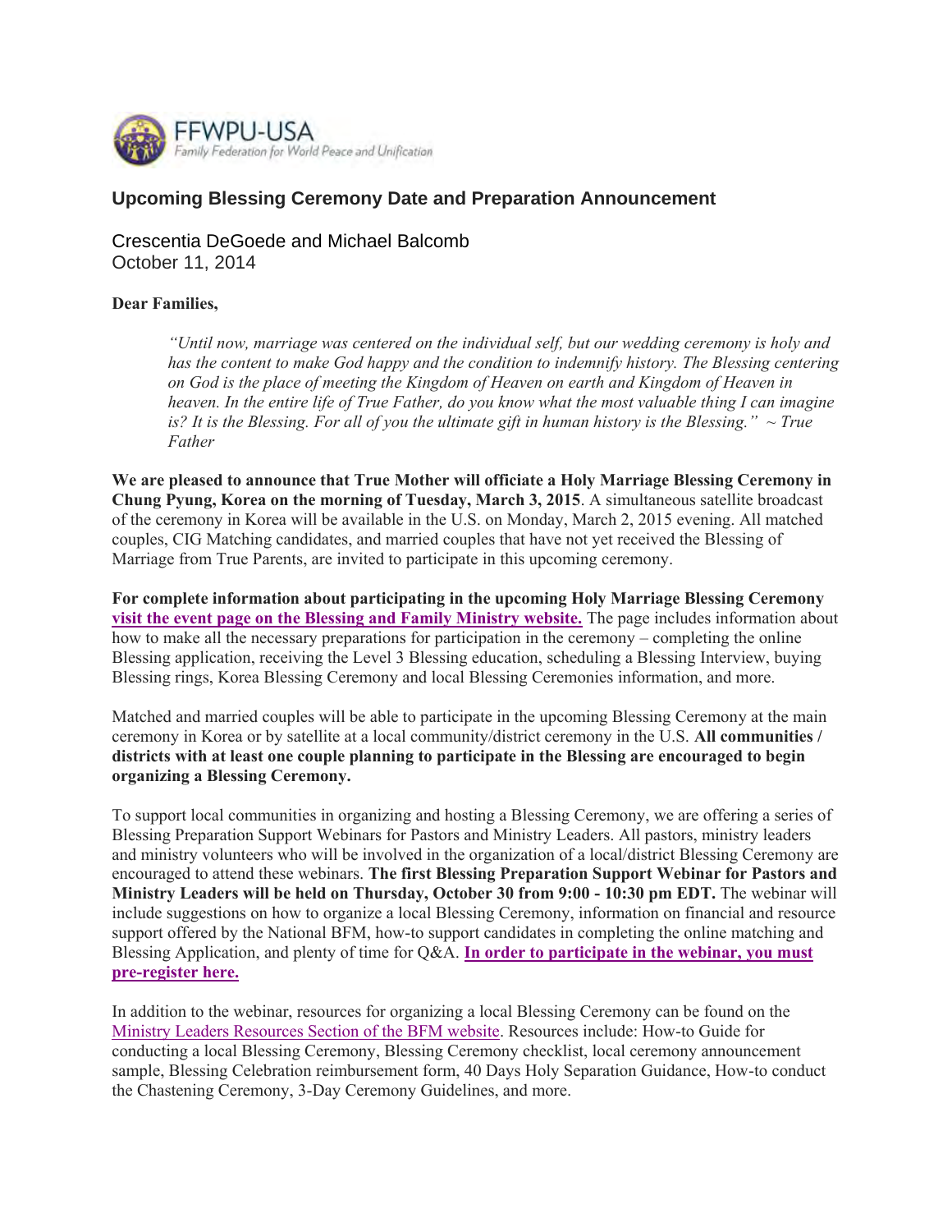FFWPU-USA
*Family Federation for World Peace and Unification*

## Upcoming Blessing Ceremony Date and Preparation Announcement

Crescentia DeGoede and Michael Balcomb
October 11, 2014

**Dear Families,**

> *"Until now, marriage was centered on the individual self, but our wedding ceremony is holy and has the content to make God happy and the condition to indemnify history. The Blessing centering on God is the place of meeting the Kingdom of Heaven on earth and Kingdom of Heaven in heaven. In the entire life of True Father, do you know what the most valuable thing I can imagine is? It is the Blessing. For all of you the ultimate gift in human history is the Blessing." ~ True Father*

**We are pleased to announce that True Mother will officiate a Holy Marriage Blessing Ceremony in Chung Pyung, Korea on the morning of Tuesday, March 3, 2015**. A simultaneous satellite broadcast of the ceremony in Korea will be available in the U.S. on Monday, March 2, 2015 evening. All matched couples, CIG Matching candidates, and married couples that have not yet received the Blessing of Marriage from True Parents, are invited to participate in this upcoming ceremony.

**For complete information about participating in the upcoming Holy Marriage Blessing Ceremony visit the event page on the Blessing and Family Ministry website.** The page includes information about how to make all the necessary preparations for participation in the ceremony – completing the online Blessing application, receiving the Level 3 Blessing education, scheduling a Blessing Interview, buying Blessing rings, Korea Blessing Ceremony and local Blessing Ceremonies information, and more.

Matched and married couples will be able to participate in the upcoming Blessing Ceremony at the main ceremony in Korea or by satellite at a local community/district ceremony in the U.S. **All communities / districts with at least one couple planning to participate in the Blessing are encouraged to begin organizing a Blessing Ceremony.**

To support local communities in organizing and hosting a Blessing Ceremony, we are offering a series of Blessing Preparation Support Webinars for Pastors and Ministry Leaders. All pastors, ministry leaders and ministry volunteers who will be involved in the organization of a local/district Blessing Ceremony are encouraged to attend these webinars. **The first Blessing Preparation Support Webinar for Pastors and Ministry Leaders will be held on Thursday, October 30 from 9:00 - 10:30 pm EDT.** The webinar will include suggestions on how to organize a local Blessing Ceremony, information on financial and resource support offered by the National BFM, how-to support candidates in completing the online matching and Blessing Application, and plenty of time for Q&A. **In order to participate in the webinar, you must pre-register here.**

In addition to the webinar, resources for organizing a local Blessing Ceremony can be found on the Ministry Leaders Resources Section of the BFM website. Resources include: How-to Guide for conducting a local Blessing Ceremony, Blessing Ceremony checklist, local ceremony announcement sample, Blessing Celebration reimbursement form, 40 Days Holy Separation Guidance, How-to conduct the Chastening Ceremony, 3-Day Ceremony Guidelines, and more.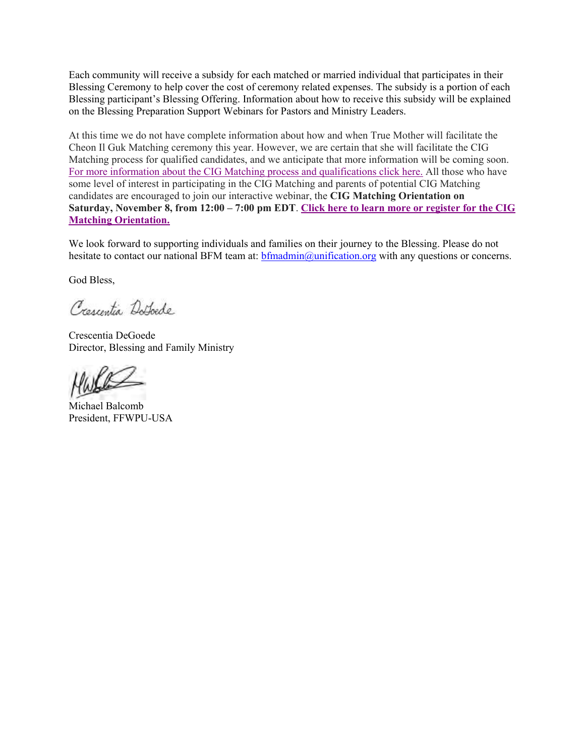Each community will receive a subsidy for each matched or married individual that participates in their Blessing Ceremony to help cover the cost of ceremony related expenses. The subsidy is a portion of each Blessing participant's Blessing Offering. Information about how to receive this subsidy will be explained on the Blessing Preparation Support Webinars for Pastors and Ministry Leaders.

At this time we do not have complete information about how and when True Mother will facilitate the Cheon Il Guk Matching ceremony this year. However, we are certain that she will facilitate the CIG Matching process for qualified candidates, and we anticipate that more information will be coming soon. For more information about the CIG Matching process and qualifications click here. All those who have some level of interest in participating in the CIG Matching and parents of potential CIG Matching candidates are encouraged to join our interactive webinar, the **CIG Matching Orientation on Saturday, November 8, from 12:00 – 7:00 pm EDT**. **Click here to learn more or register for the CIG Matching Orientation.**

We look forward to supporting individuals and families on their journey to the Blessing. Please do not hesitate to contact our national BFM team at: bfmadmin@unification.org with any questions or concerns.

God Bless,

Crescentia DeGoede
Director, Blessing and Family Ministry

Michael Balcomb
President, FFWPU-USA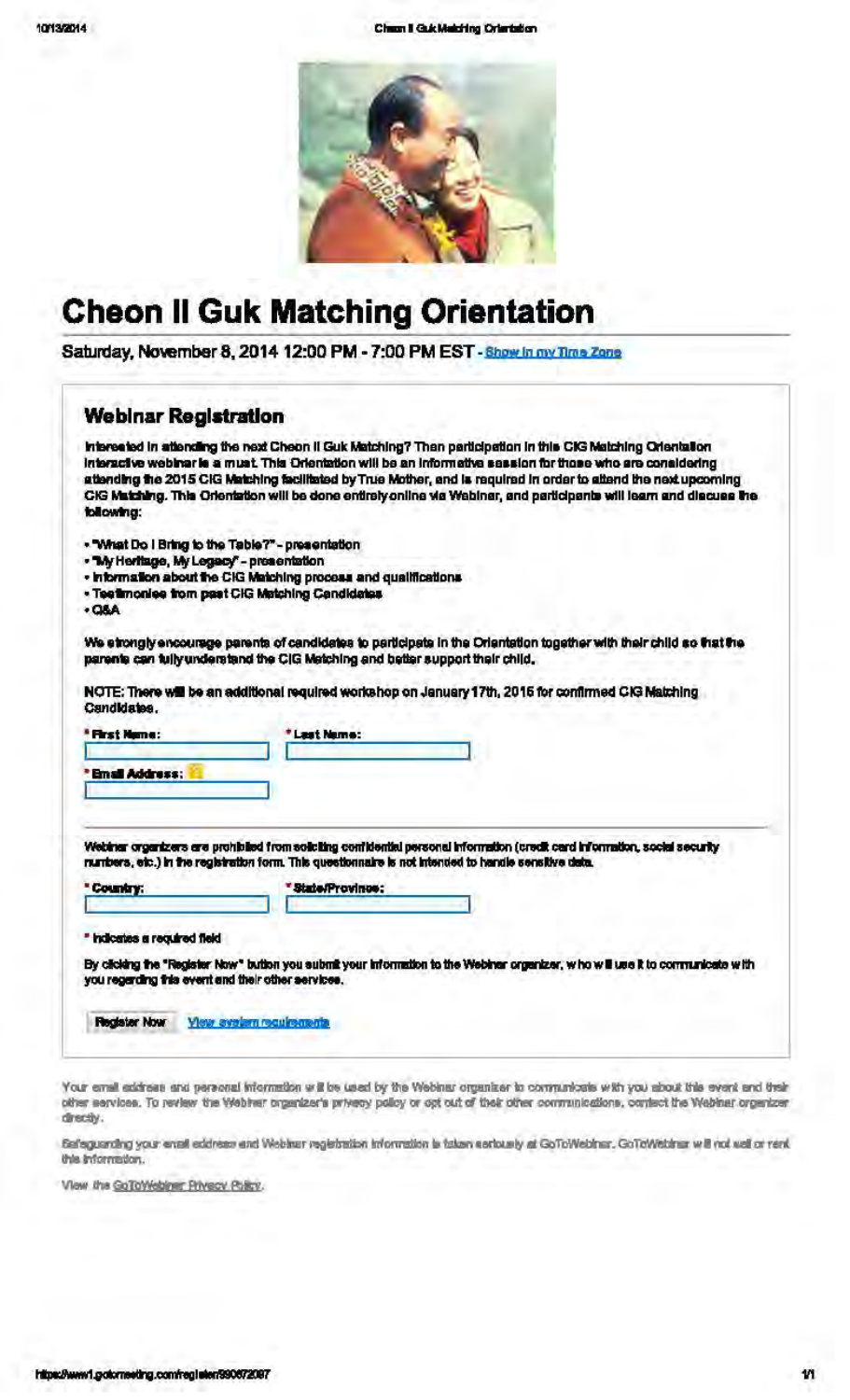# Cheon Il Guk Matching Orientation

Saturday, November 8, 2014 12:00 PM - 7:00 PM EST - Show in my Time Zone

## Webinar Registration

Interested in attending the next Cheon Il Guk Matching? Then participation in this CIG Matching Orientation interactive webinar is a must. This Orientation will be an informative session for those who are considering attending the 2015 CIG Matching facilitated by True Mother, and is required in order to attend the next upcoming CIG Matching. This Orientation will be done entirely online via Webinar, and participants will learn and discuss the following:

- "What Do I Bring to the Table?" - presentation
- "My Heritage, My Legacy" - presentation
- Information about the CIG Matching process and qualifications
- Testimonies from past CIG Matching Candidates
- Q&A

We strongly encourage parents of candidates to participate in the Orientation together with their child so that the parents can fully understand the CIG Matching and better support their child.

NOTE: There will be an additional required workshop on January 17th, 2015 for confirmed CIG Matching Candidates.

* First Name:

* Last Name:

* Email Address:

Webinar organizers are prohibited from soliciting confidential personal information (credit card information, social security numbers, etc.) in the registration form. This questionnaire is not intended to handle sensitive data.

* Country:

* State/Province:

* Indicates a required field

By clicking the "Register Now" button you submit your information to the Webinar organizer, who will use it to communicate with you regarding this event and their other services.

Register Now    View system requirements

Your email address and personal information will be used by the Webinar organizer to communicate with you about this event and their other services. To review the Webinar organizer's privacy policy or opt out of their other communications, contact the Webinar organizer directly.

Safeguarding your email address and Webinar registration information is taken seriously at GoToWebinar. GoToWebinar will not sell or rent this information.

View the GoToWebinar Privacy Policy.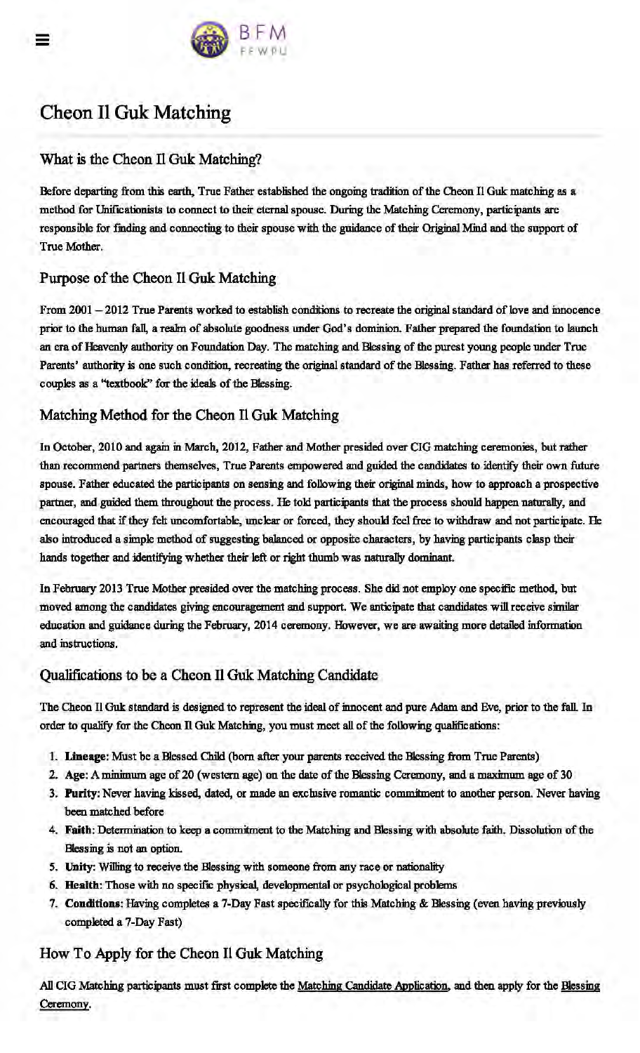# Cheon Il Guk Matching

## What is the Cheon Il Guk Matching?

Before departing from this earth, True Father established the ongoing tradition of the Cheon Il Guk matching as a method for Unificationists to connect to their eternal spouse. During the Matching Ceremony, participants are responsible for finding and connecting to their spouse with the guidance of their Original Mind and the support of True Mother.

## Purpose of the Cheon Il Guk Matching

From 2001 – 2012 True Parents worked to establish conditions to recreate the original standard of love and innocence prior to the human fall, a realm of absolute goodness under God's dominion. Father prepared the foundation to launch an era of Heavenly authority on Foundation Day. The matching and Blessing of the purest young people under True Parents' authority is one such condition, recreating the original standard of the Blessing. Father has referred to these couples as a "textbook" for the ideals of the Blessing.

## Matching Method for the Cheon Il Guk Matching

In October, 2010 and again in March, 2012, Father and Mother presided over CIG matching ceremonies, but rather than recommend partners themselves, True Parents empowered and guided the candidates to identify their own future spouse. Father educated the participants on sensing and following their original minds, how to approach a prospective partner, and guided them throughout the process. He told participants that the process should happen naturally, and encouraged that if they felt uncomfortable, unclear or forced, they should feel free to withdraw and not participate. He also introduced a simple method of suggesting balanced or opposite characters, by having participants clasp their hands together and identifying whether their left or right thumb was naturally dominant.

In February 2013 True Mother presided over the matching process. She did not employ one specific method, but moved among the candidates giving encouragement and support. We anticipate that candidates will receive similar education and guidance during the February, 2014 ceremony. However, we are awaiting more detailed information and instructions.

## Qualifications to be a Cheon Il Guk Matching Candidate

The Cheon Il Guk standard is designed to represent the ideal of innocent and pure Adam and Eve, prior to the fall. In order to qualify for the Cheon Il Guk Matching, you must meet all of the following qualifications:

1. **Lineage:** Must be a Blessed Child (born after your parents received the Blessing from True Parents)
2. **Age:** A minimum age of 20 (western age) on the date of the Blessing Ceremony, and a maximum age of 30
3. **Purity:** Never having kissed, dated, or made an exclusive romantic commitment to another person. Never having been matched before
4. **Faith:** Determination to keep a commitment to the Matching and Blessing with absolute faith. Dissolution of the Blessing is not an option.
5. **Unity:** Willing to receive the Blessing with someone from any race or nationality
6. **Health:** Those with no specific physical, developmental or psychological problems
7. **Conditions:** Having completes a 7-Day Fast specifically for this Matching & Blessing (even having previously completed a 7-Day Fast)

## How To Apply for the Cheon Il Guk Matching

All CIG Matching participants must first complete the Matching Candidate Application, and then apply for the Blessing Ceremony.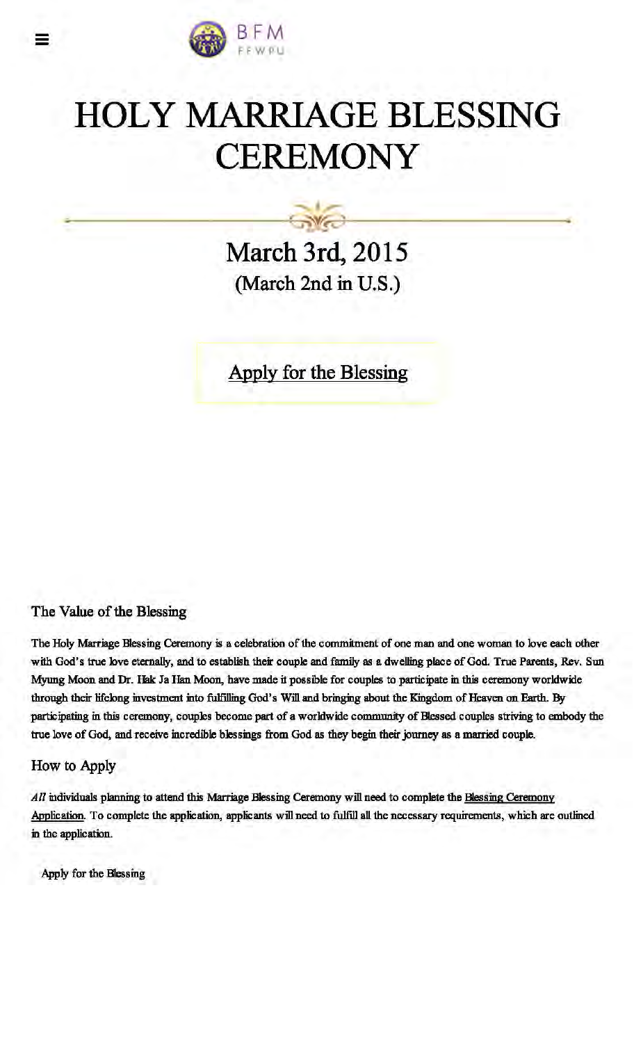BFM
FFWPU

# HOLY MARRIAGE BLESSING CEREMONY

## March 3rd, 2015

(March 2nd in U.S.)

Apply for the Blessing

### The Value of the Blessing

The Holy Marriage Blessing Ceremony is a celebration of the commitment of one man and one woman to love each other with God's true love eternally, and to establish their couple and family as a dwelling place of God. True Parents, Rev. Sun Myung Moon and Dr. Hak Ja Han Moon, have made it possible for couples to participate in this ceremony worldwide through their lifelong investment into fulfilling God's Will and bringing about the Kingdom of Heaven on Earth. By participating in this ceremony, couples become part of a worldwide community of Blessed couples striving to embody the true love of God, and receive incredible blessings from God as they begin their journey as a married couple.

### How to Apply

*All* individuals planning to attend this Marriage Blessing Ceremony will need to complete the Blessing Ceremony Application. To complete the application, applicants will need to fulfill all the necessary requirements, which are outlined in the application.

Apply for the Blessing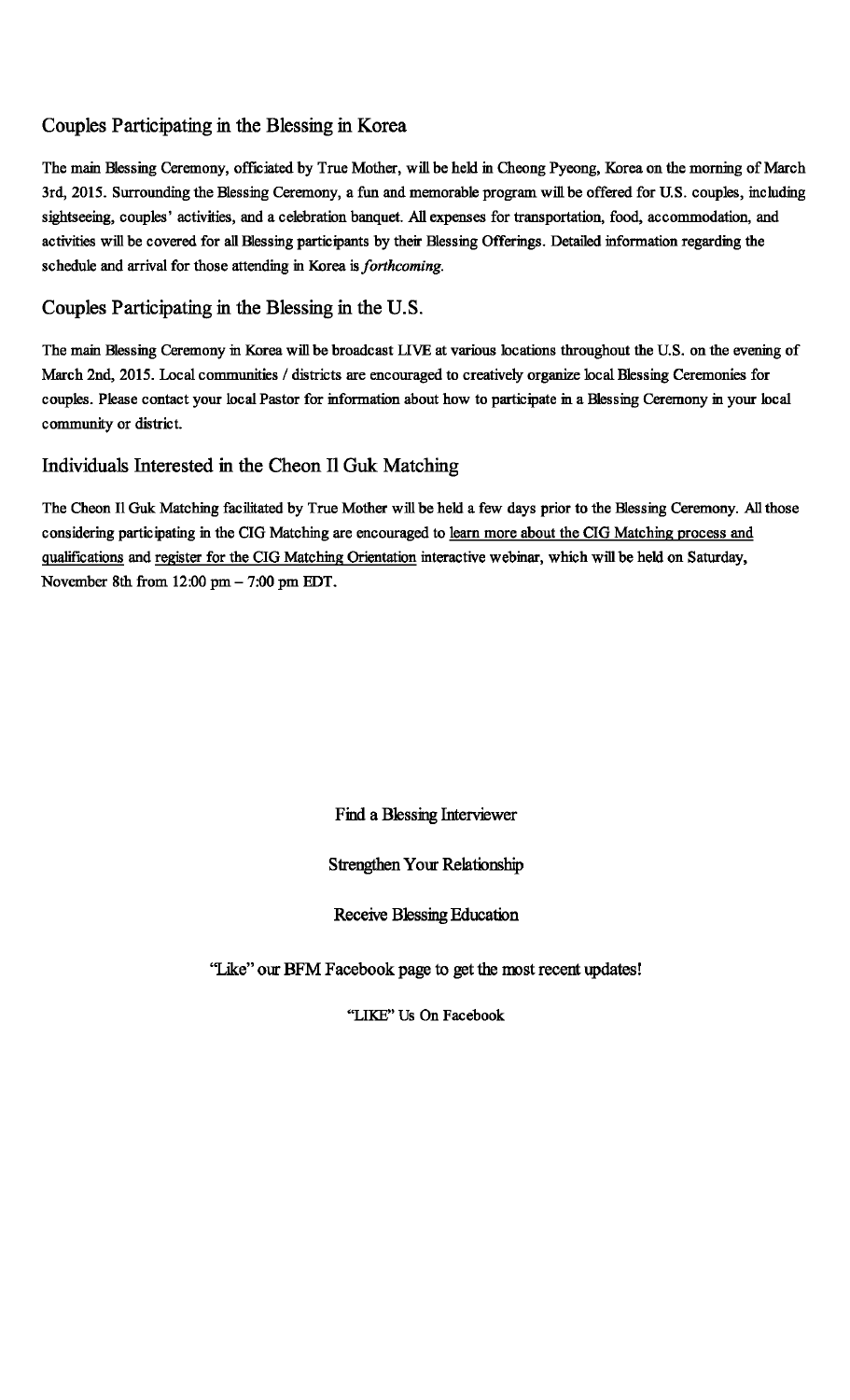## Couples Participating in the Blessing in Korea

The main Blessing Ceremony, officiated by True Mother, will be held in Cheong Pyeong, Korea on the morning of March 3rd, 2015. Surrounding the Blessing Ceremony, a fun and memorable program will be offered for U.S. couples, including sightseeing, couples' activities, and a celebration banquet. All expenses for transportation, food, accommodation, and activities will be covered for all Blessing participants by their Blessing Offerings. Detailed information regarding the schedule and arrival for those attending in Korea is *forthcoming*.

## Couples Participating in the Blessing in the U.S.

The main Blessing Ceremony in Korea will be broadcast LIVE at various locations throughout the U.S. on the evening of March 2nd, 2015. Local communities / districts are encouraged to creatively organize local Blessing Ceremonies for couples. Please contact your local Pastor for information about how to participate in a Blessing Ceremony in your local community or district.

## Individuals Interested in the Cheon Il Guk Matching

The Cheon Il Guk Matching facilitated by True Mother will be held a few days prior to the Blessing Ceremony. All those considering participating in the CIG Matching are encouraged to learn more about the CIG Matching process and qualifications and register for the CIG Matching Orientation interactive webinar, which will be held on Saturday, November 8th from 12:00 pm – 7:00 pm EDT.

Find a Blessing Interviewer

Strengthen Your Relationship

Receive Blessing Education

"Like" our BFM Facebook page to get the most recent updates!

"LIKE" Us On Facebook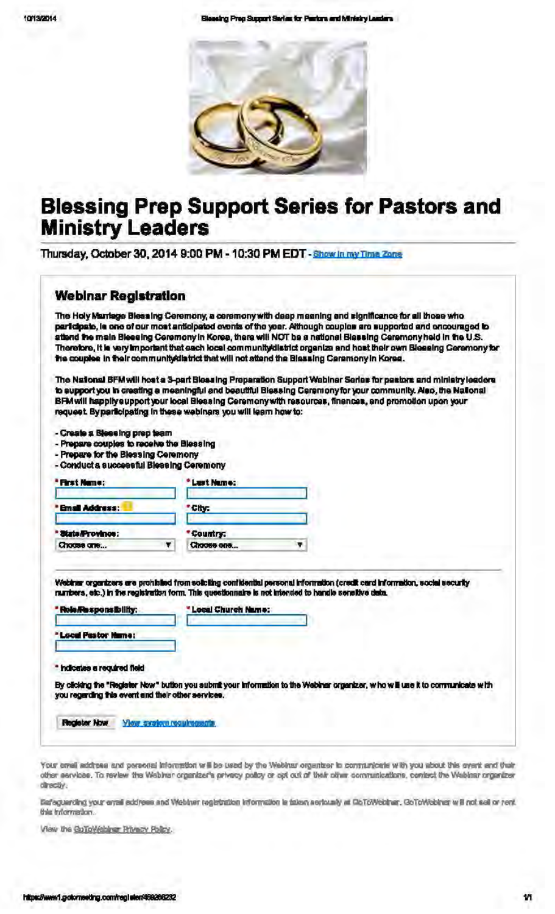# Blessing Prep Support Series for Pastors and Ministry Leaders

Thursday, October 30, 2014 9:00 PM - 10:30 PM EDT - Show in my Time Zone

## Webinar Registration

The Holy Marriage Blessing Ceremony, a ceremony with deep meaning and significance for all those who participate, is one of our most anticipated events of the year. Although couples are supported and encouraged to attend the main Blessing Ceremony in Korea, there will NOT be a national Blessing Ceremony held in the U.S. Therefore, it is very important that each local community/district organize and host their own Blessing Ceremony for the couples in their community/district that will not attend the Blessing Ceremony in Korea.

The National BFM will host a 3-part Blessing Preparation Support Webinar Series for pastors and ministry leaders to support you in creating a meaningful and beautiful Blessing Ceremony for your community. Also, the National BFM will happily support your local Blessing Ceremony with resources, finances, and promotion upon your request. By participating in these webinars you will learn how to:

- Create a Blessing prep team
- Prepare couples to receive the Blessing
- Prepare for the Blessing Ceremony
- Conduct a successful Blessing Ceremony

**\* First Name:**

**\* Last Name:**

**\* Email Address:**

**\* City:**

**\* State/Province:** Choose one...

**\* Country:** Choose one...

Webinar organizers are prohibited from soliciting confidential personal information (credit card information, social security numbers, etc.) in the registration form. This questionnaire is not intended to handle sensitive data.

**\* Role/Responsibility:**

**\* Local Church Name:**

**\* Local Pastor Name:**

\* Indicates a required field

By clicking the "Register Now" button you submit your information to the Webinar organizer, who will use it to communicate with you regarding this event and their other services.

Register Now | View system requirements

Your email address and personal information will be used by the Webinar organizer to communicate with you about this event and their other services. To review the Webinar organizer's privacy policy or opt out of their other communications, contact the Webinar organizer directly.

Safeguarding your email address and Webinar registration information is taken seriously at GoToWebinar. GoToWebinar will not sell or rent this information.

View the GoToWebinar Privacy Policy.